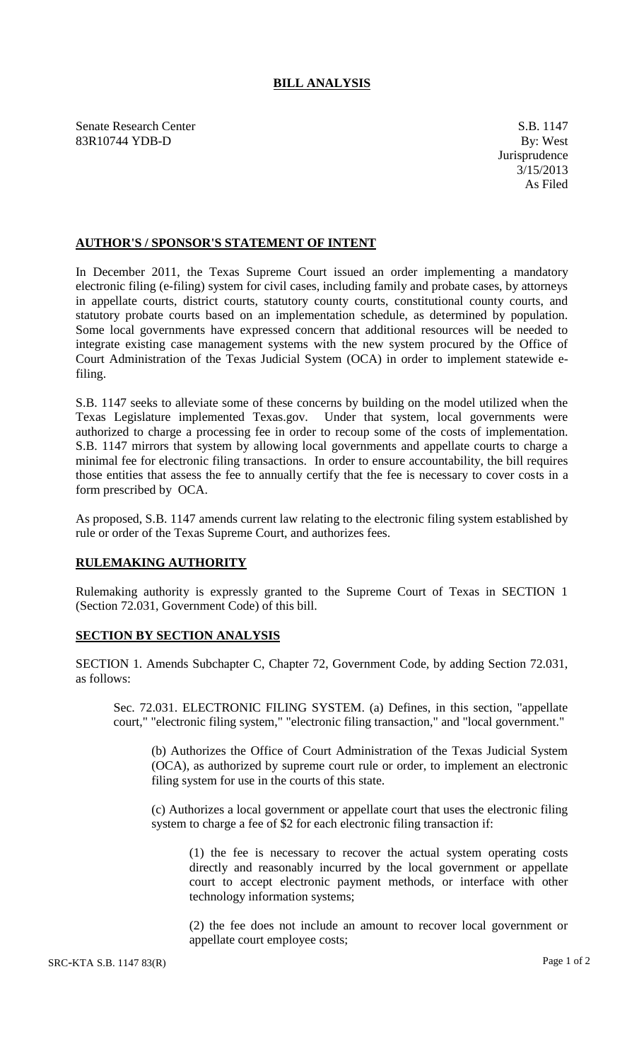# BILL ANALYSIS

Senate Research Center
83R10744 YDB-D

S.B. 1147
By: West
Jurisprudence
3/15/2013
As Filed

## AUTHOR'S / SPONSOR'S STATEMENT OF INTENT

In December 2011, the Texas Supreme Court issued an order implementing a mandatory electronic filing (e-filing) system for civil cases, including family and probate cases, by attorneys in appellate courts, district courts, statutory county courts, constitutional county courts, and statutory probate courts based on an implementation schedule, as determined by population. Some local governments have expressed concern that additional resources will be needed to integrate existing case management systems with the new system procured by the Office of Court Administration of the Texas Judicial System (OCA) in order to implement statewide e-filing.

S.B. 1147 seeks to alleviate some of these concerns by building on the model utilized when the Texas Legislature implemented Texas.gov. Under that system, local governments were authorized to charge a processing fee in order to recoup some of the costs of implementation. S.B. 1147 mirrors that system by allowing local governments and appellate courts to charge a minimal fee for electronic filing transactions. In order to ensure accountability, the bill requires those entities that assess the fee to annually certify that the fee is necessary to cover costs in a form prescribed by OCA.

As proposed, S.B. 1147 amends current law relating to the electronic filing system established by rule or order of the Texas Supreme Court, and authorizes fees.

## RULEMAKING AUTHORITY

Rulemaking authority is expressly granted to the Supreme Court of Texas in SECTION 1 (Section 72.031, Government Code) of this bill.

## SECTION BY SECTION ANALYSIS

SECTION 1. Amends Subchapter C, Chapter 72, Government Code, by adding Section 72.031, as follows:

Sec. 72.031. ELECTRONIC FILING SYSTEM. (a) Defines, in this section, "appellate court," "electronic filing system," "electronic filing transaction," and "local government."

(b) Authorizes the Office of Court Administration of the Texas Judicial System (OCA), as authorized by supreme court rule or order, to implement an electronic filing system for use in the courts of this state.

(c) Authorizes a local government or appellate court that uses the electronic filing system to charge a fee of $2 for each electronic filing transaction if:

(1) the fee is necessary to recover the actual system operating costs directly and reasonably incurred by the local government or appellate court to accept electronic payment methods, or interface with other technology information systems;

(2) the fee does not include an amount to recover local government or appellate court employee costs;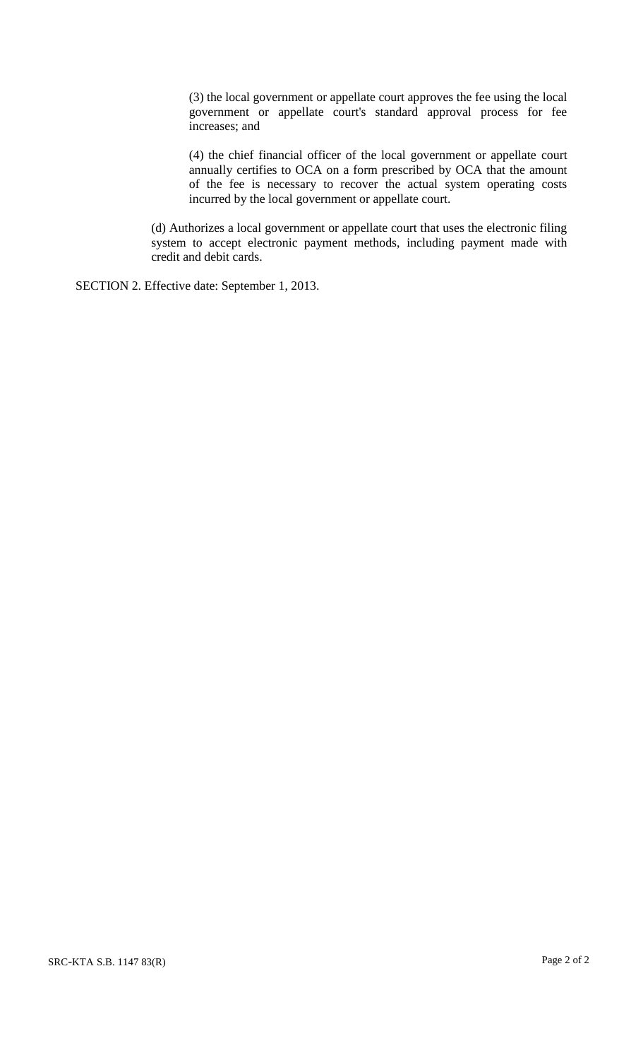(3) the local government or appellate court approves the fee using the local government or appellate court's standard approval process for fee increases; and

(4) the chief financial officer of the local government or appellate court annually certifies to OCA on a form prescribed by OCA that the amount of the fee is necessary to recover the actual system operating costs incurred by the local government or appellate court.

(d) Authorizes a local government or appellate court that uses the electronic filing system to accept electronic payment methods, including payment made with credit and debit cards.

SECTION 2. Effective date: September 1, 2013.